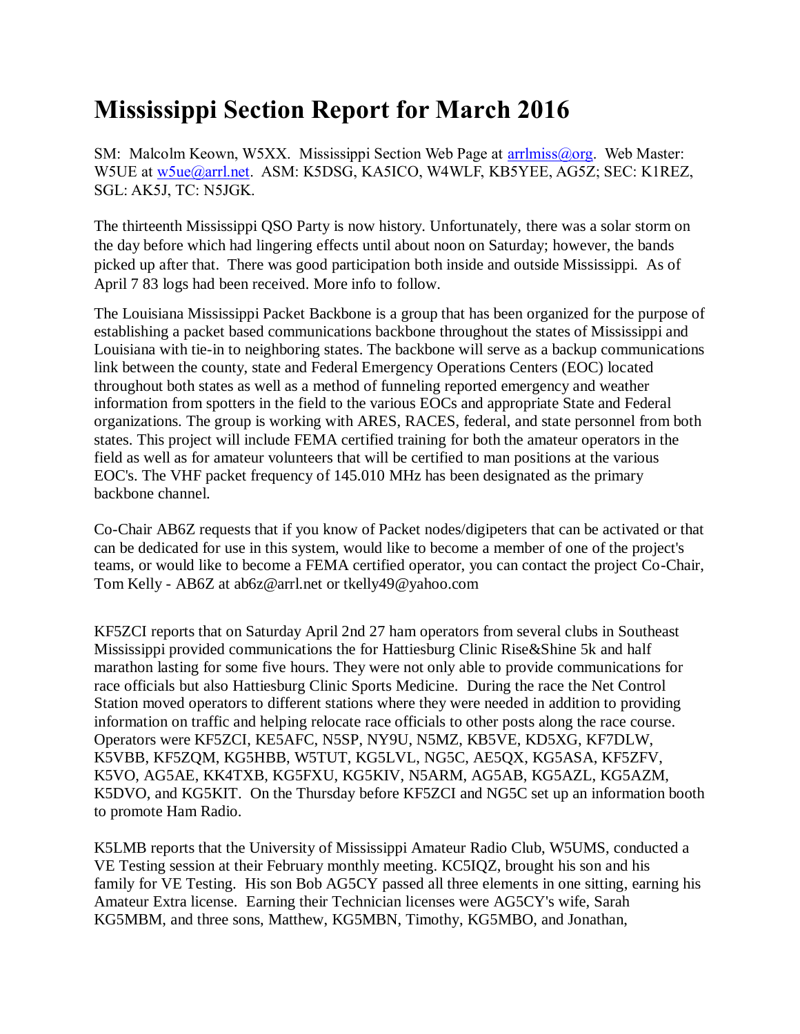# Mississippi Section Report for March 2016

SM: Malcolm Keown, W5XX. Mississippi Section Web Page at arrlmiss@org. Web Master: W5UE at w5ue@arrl.net. ASM: K5DSG, KA5ICO, W4WLF, KB5YEE, AG5Z; SEC: K1REZ, SGL: AK5J, TC: N5JGK.

The thirteenth Mississippi QSO Party is now history. Unfortunately, there was a solar storm on the day before which had lingering effects until about noon on Saturday; however, the bands picked up after that. There was good participation both inside and outside Mississippi. As of April 7 83 logs had been received. More info to follow.

The Louisiana Mississippi Packet Backbone is a group that has been organized for the purpose of establishing a packet based communications backbone throughout the states of Mississippi and Louisiana with tie-in to neighboring states. The backbone will serve as a backup communications link between the county, state and Federal Emergency Operations Centers (EOC) located throughout both states as well as a method of funneling reported emergency and weather information from spotters in the field to the various EOCs and appropriate State and Federal organizations. The group is working with ARES, RACES, federal, and state personnel from both states. This project will include FEMA certified training for both the amateur operators in the field as well as for amateur volunteers that will be certified to man positions at the various EOC's. The VHF packet frequency of 145.010 MHz has been designated as the primary backbone channel.

Co-Chair AB6Z requests that if you know of Packet nodes/digipeters that can be activated or that can be dedicated for use in this system, would like to become a member of one of the project's teams, or would like to become a FEMA certified operator, you can contact the project Co-Chair, Tom Kelly - AB6Z at ab6z@arrl.net or tkelly49@yahoo.com

KF5ZCI reports that on Saturday April 2nd 27 ham operators from several clubs in Southeast Mississippi provided communications the for Hattiesburg Clinic Rise&Shine 5k and half marathon lasting for some five hours. They were not only able to provide communications for race officials but also Hattiesburg Clinic Sports Medicine. During the race the Net Control Station moved operators to different stations where they were needed in addition to providing information on traffic and helping relocate race officials to other posts along the race course. Operators were KF5ZCI, KE5AFC, N5SP, NY9U, N5MZ, KB5VE, KD5XG, KF7DLW, K5VBB, KF5ZQM, KG5HBB, W5TUT, KG5LVL, NG5C, AE5QX, KG5ASA, KF5ZFV, K5VO, AG5AE, KK4TXB, KG5FXU, KG5KIV, N5ARM, AG5AB, KG5AZL, KG5AZM, K5DVO, and KG5KIT. On the Thursday before KF5ZCI and NG5C set up an information booth to promote Ham Radio.

K5LMB reports that the University of Mississippi Amateur Radio Club, W5UMS, conducted a VE Testing session at their February monthly meeting. KC5IQZ, brought his son and his family for VE Testing. His son Bob AG5CY passed all three elements in one sitting, earning his Amateur Extra license. Earning their Technician licenses were AG5CY's wife, Sarah KG5MBM, and three sons, Matthew, KG5MBN, Timothy, KG5MBO, and Jonathan,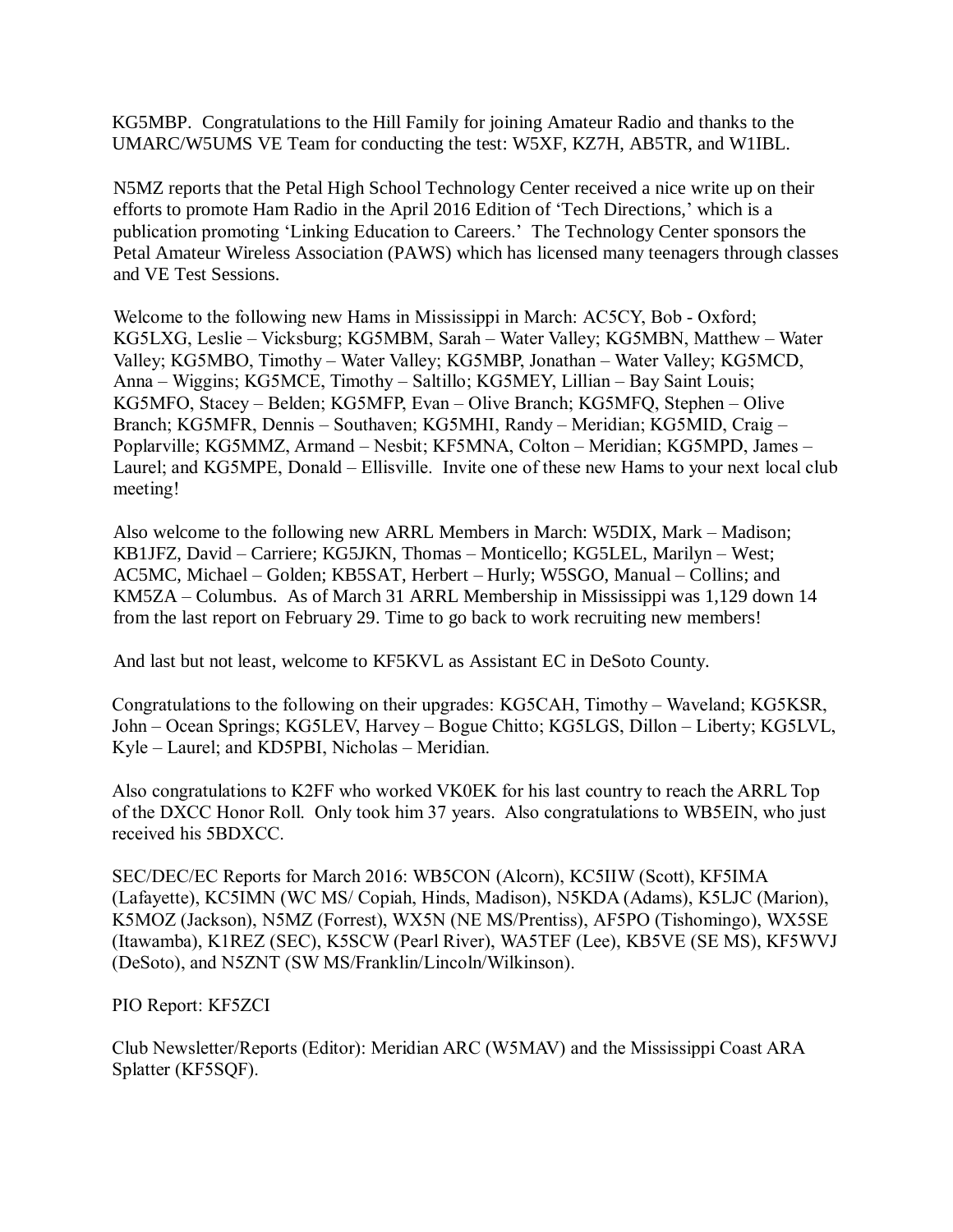KG5MBP. Congratulations to the Hill Family for joining Amateur Radio and thanks to the UMARC/W5UMS VE Team for conducting the test: W5XF, KZ7H, AB5TR, and W1IBL.

N5MZ reports that the Petal High School Technology Center received a nice write up on their efforts to promote Ham Radio in the April 2016 Edition of 'Tech Directions,' which is a publication promoting 'Linking Education to Careers.' The Technology Center sponsors the Petal Amateur Wireless Association (PAWS) which has licensed many teenagers through classes and VE Test Sessions.

Welcome to the following new Hams in Mississippi in March: AC5CY, Bob - Oxford; KG5LXG, Leslie – Vicksburg; KG5MBM, Sarah – Water Valley; KG5MBN, Matthew – Water Valley; KG5MBO, Timothy – Water Valley; KG5MBP, Jonathan – Water Valley; KG5MCD, Anna – Wiggins; KG5MCE, Timothy – Saltillo; KG5MEY, Lillian – Bay Saint Louis; KG5MFO, Stacey – Belden; KG5MFP, Evan – Olive Branch; KG5MFQ, Stephen – Olive Branch; KG5MFR, Dennis – Southaven; KG5MHI, Randy – Meridian; KG5MID, Craig – Poplarville; KG5MMZ, Armand – Nesbit; KF5MNA, Colton – Meridian; KG5MPD, James – Laurel; and KG5MPE, Donald – Ellisville. Invite one of these new Hams to your next local club meeting!

Also welcome to the following new ARRL Members in March: W5DIX, Mark – Madison; KB1JFZ, David – Carriere; KG5JKN, Thomas – Monticello; KG5LEL, Marilyn – West; AC5MC, Michael – Golden; KB5SAT, Herbert – Hurly; W5SGO, Manual – Collins; and KM5ZA – Columbus. As of March 31 ARRL Membership in Mississippi was 1,129 down 14 from the last report on February 29. Time to go back to work recruiting new members!

And last but not least, welcome to KF5KVL as Assistant EC in DeSoto County.

Congratulations to the following on their upgrades: KG5CAH, Timothy – Waveland; KG5KSR, John – Ocean Springs; KG5LEV, Harvey – Bogue Chitto; KG5LGS, Dillon – Liberty; KG5LVL, Kyle – Laurel; and KD5PBI, Nicholas – Meridian.

Also congratulations to K2FF who worked VK0EK for his last country to reach the ARRL Top of the DXCC Honor Roll. Only took him 37 years. Also congratulations to WB5EIN, who just received his 5BDXCC.

SEC/DEC/EC Reports for March 2016: WB5CON (Alcorn), KC5IIW (Scott), KF5IMA (Lafayette), KC5IMN (WC MS/ Copiah, Hinds, Madison), N5KDA (Adams), K5LJC (Marion), K5MOZ (Jackson), N5MZ (Forrest), WX5N (NE MS/Prentiss), AF5PO (Tishomingo), WX5SE (Itawamba), K1REZ (SEC), K5SCW (Pearl River), WA5TEF (Lee), KB5VE (SE MS), KF5WVJ (DeSoto), and N5ZNT (SW MS/Franklin/Lincoln/Wilkinson).

PIO Report: KF5ZCI

Club Newsletter/Reports (Editor): Meridian ARC (W5MAV) and the Mississippi Coast ARA Splatter (KF5SQF).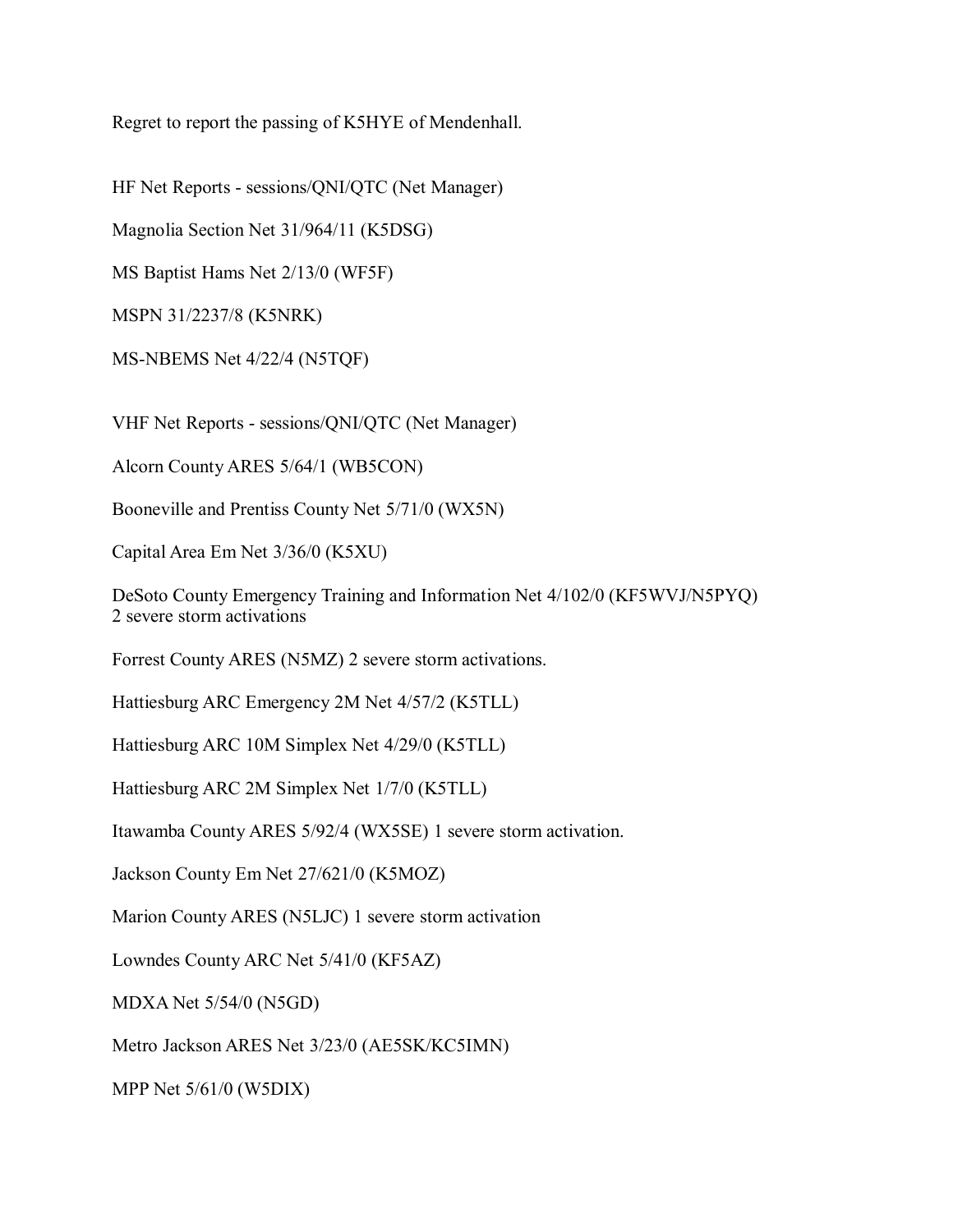Regret to report the passing of K5HYE of Mendenhall.

HF Net Reports - sessions/QNI/QTC (Net Manager)

Magnolia Section Net 31/964/11 (K5DSG)

MS Baptist Hams Net 2/13/0 (WF5F)

MSPN 31/2237/8 (K5NRK)

MS-NBEMS Net 4/22/4 (N5TQF)

VHF Net Reports - sessions/QNI/QTC (Net Manager)

Alcorn County ARES 5/64/1 (WB5CON)

Booneville and Prentiss County Net 5/71/0 (WX5N)

Capital Area Em Net 3/36/0 (K5XU)

DeSoto County Emergency Training and Information Net 4/102/0 (KF5WVJ/N5PYQ)
2 severe storm activations

Forrest County ARES (N5MZ) 2 severe storm activations.

Hattiesburg ARC Emergency 2M Net 4/57/2 (K5TLL)

Hattiesburg ARC 10M Simplex Net 4/29/0 (K5TLL)

Hattiesburg ARC 2M Simplex Net 1/7/0 (K5TLL)

Itawamba County ARES 5/92/4 (WX5SE) 1 severe storm activation.

Jackson County Em Net 27/621/0 (K5MOZ)

Marion County ARES (N5LJC) 1 severe storm activation

Lowndes County ARC Net 5/41/0 (KF5AZ)

MDXA Net 5/54/0 (N5GD)

Metro Jackson ARES Net 3/23/0 (AE5SK/KC5IMN)

MPP Net 5/61/0 (W5DIX)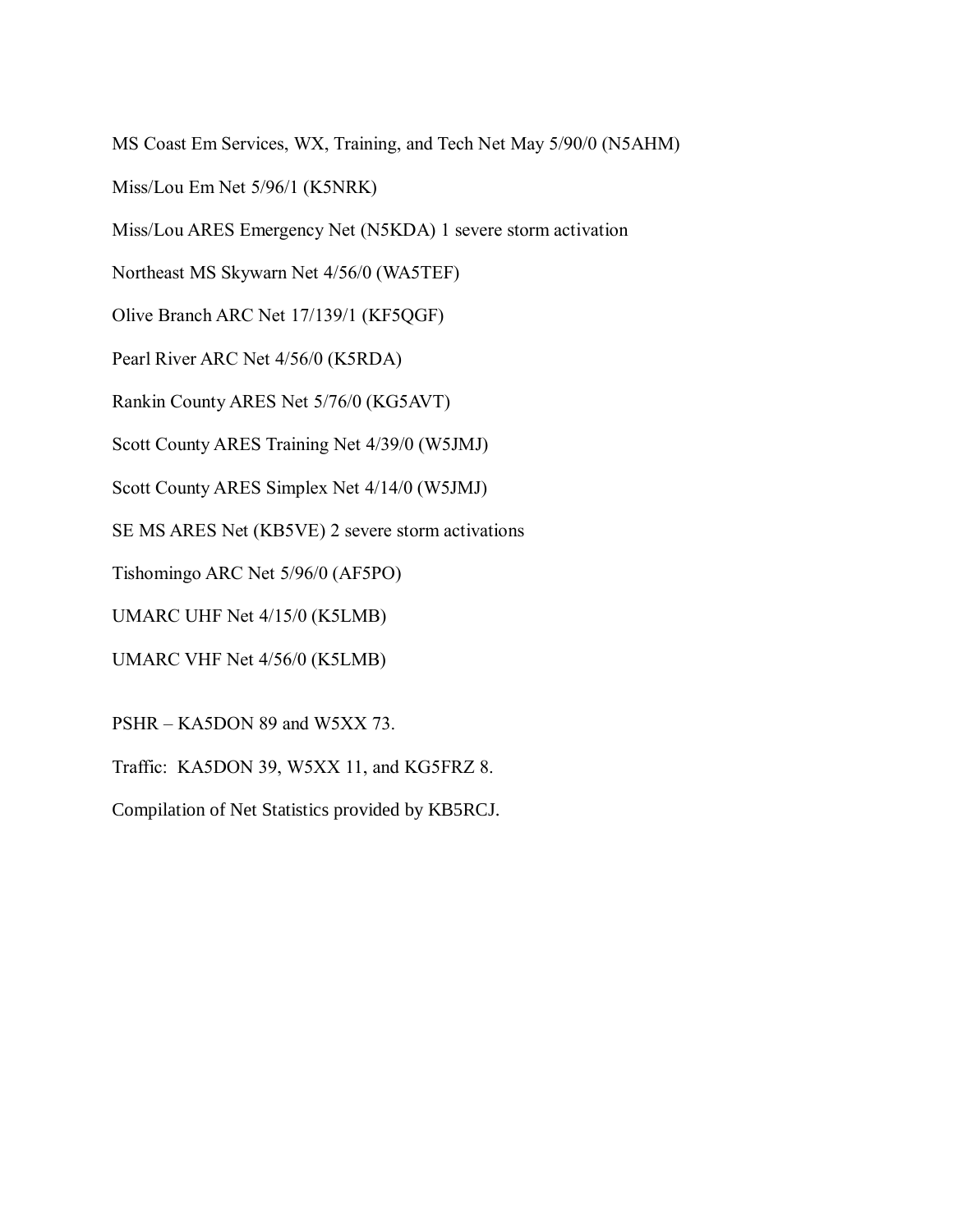MS Coast Em Services, WX, Training, and Tech Net May 5/90/0 (N5AHM)

Miss/Lou Em Net 5/96/1 (K5NRK)

Miss/Lou ARES Emergency Net (N5KDA) 1 severe storm activation

Northeast MS Skywarn Net 4/56/0 (WA5TEF)

Olive Branch ARC Net 17/139/1 (KF5QGF)

Pearl River ARC Net 4/56/0 (K5RDA)

Rankin County ARES Net 5/76/0 (KG5AVT)

Scott County ARES Training Net 4/39/0 (W5JMJ)

Scott County ARES Simplex Net 4/14/0 (W5JMJ)

SE MS ARES Net (KB5VE) 2 severe storm activations

Tishomingo ARC Net 5/96/0 (AF5PO)

UMARC UHF Net 4/15/0 (K5LMB)

UMARC VHF Net 4/56/0 (K5LMB)

PSHR – KA5DON 89 and W5XX 73.

Traffic: KA5DON 39, W5XX 11, and KG5FRZ 8.

Compilation of Net Statistics provided by KB5RCJ.